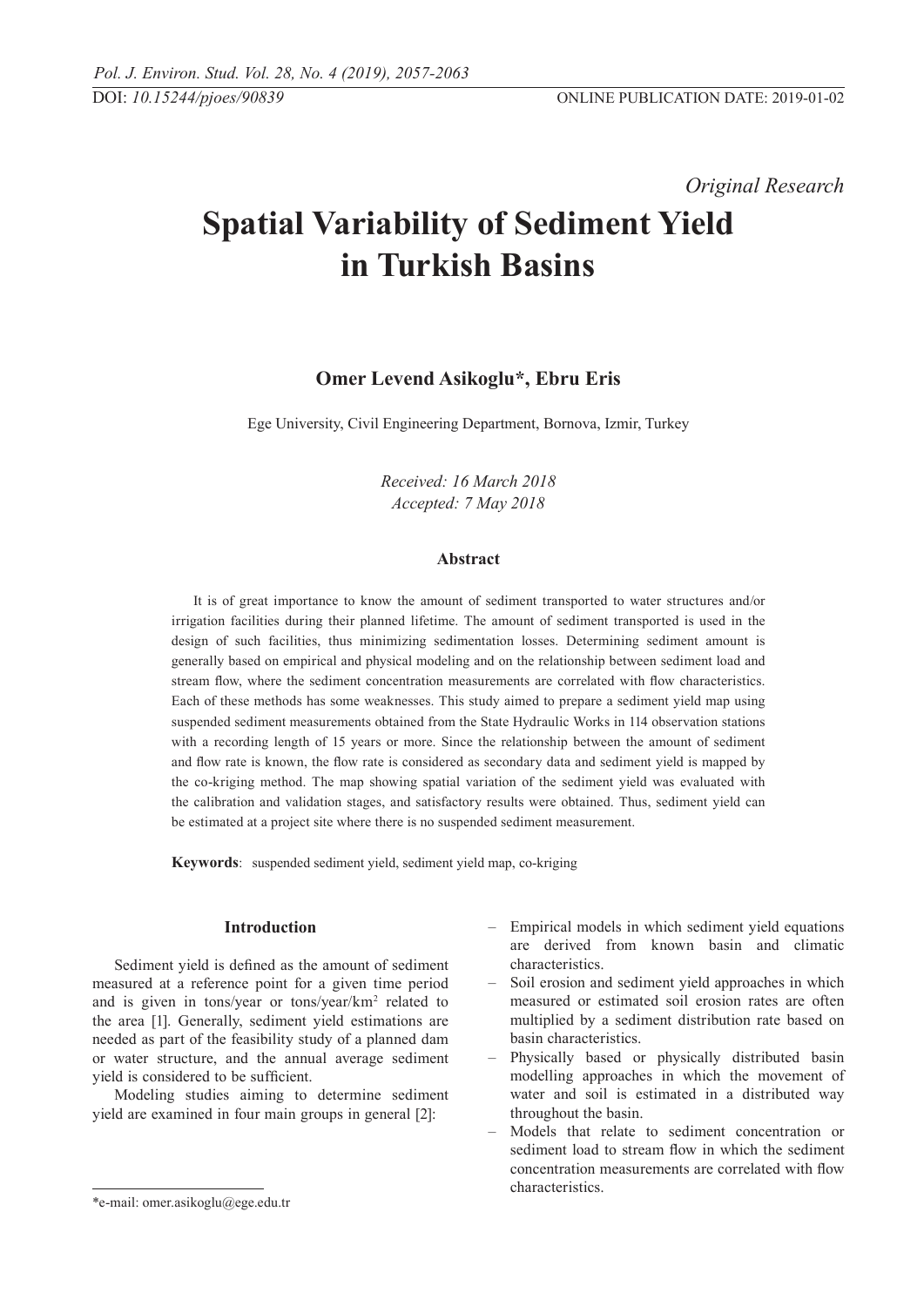*Original Research*

# Spatial Variability of Sediment Yield in Turkish Basins

**Omer Levend Asikoglu*, Ebru Eris**

Ege University, Civil Engineering Department, Bornova, Izmir, Turkey

*Received: 16 March 2018*
*Accepted: 7 May 2018*

### Abstract

It is of great importance to know the amount of sediment transported to water structures and/or irrigation facilities during their planned lifetime. The amount of sediment transported is used in the design of such facilities, thus minimizing sedimentation losses. Determining sediment amount is generally based on empirical and physical modeling and on the relationship between sediment load and stream flow, where the sediment concentration measurements are correlated with flow characteristics. Each of these methods has some weaknesses. This study aimed to prepare a sediment yield map using suspended sediment measurements obtained from the State Hydraulic Works in 114 observation stations with a recording length of 15 years or more. Since the relationship between the amount of sediment and flow rate is known, the flow rate is considered as secondary data and sediment yield is mapped by the co-kriging method. The map showing spatial variation of the sediment yield was evaluated with the calibration and validation stages, and satisfactory results were obtained. Thus, sediment yield can be estimated at a project site where there is no suspended sediment measurement.

**Keywords**: suspended sediment yield, sediment yield map, co-kriging

## Introduction

Sediment yield is defined as the amount of sediment measured at a reference point for a given time period and is given in tons/year or tons/year/km$^2$ related to the area [1]. Generally, sediment yield estimations are needed as part of the feasibility study of a planned dam or water structure, and the annual average sediment yield is considered to be sufficient.

Modeling studies aiming to determine sediment yield are examined in four main groups in general [2]:

- Empirical models in which sediment yield equations are derived from known basin and climatic characteristics.
- Soil erosion and sediment yield approaches in which measured or estimated soil erosion rates are often multiplied by a sediment distribution rate based on basin characteristics.
- Physically based or physically distributed basin modelling approaches in which the movement of water and soil is estimated in a distributed way throughout the basin.
- Models that relate to sediment concentration or sediment load to stream flow in which the sediment concentration measurements are correlated with flow characteristics.

*e-mail: omer.asikoglu@ege.edu.tr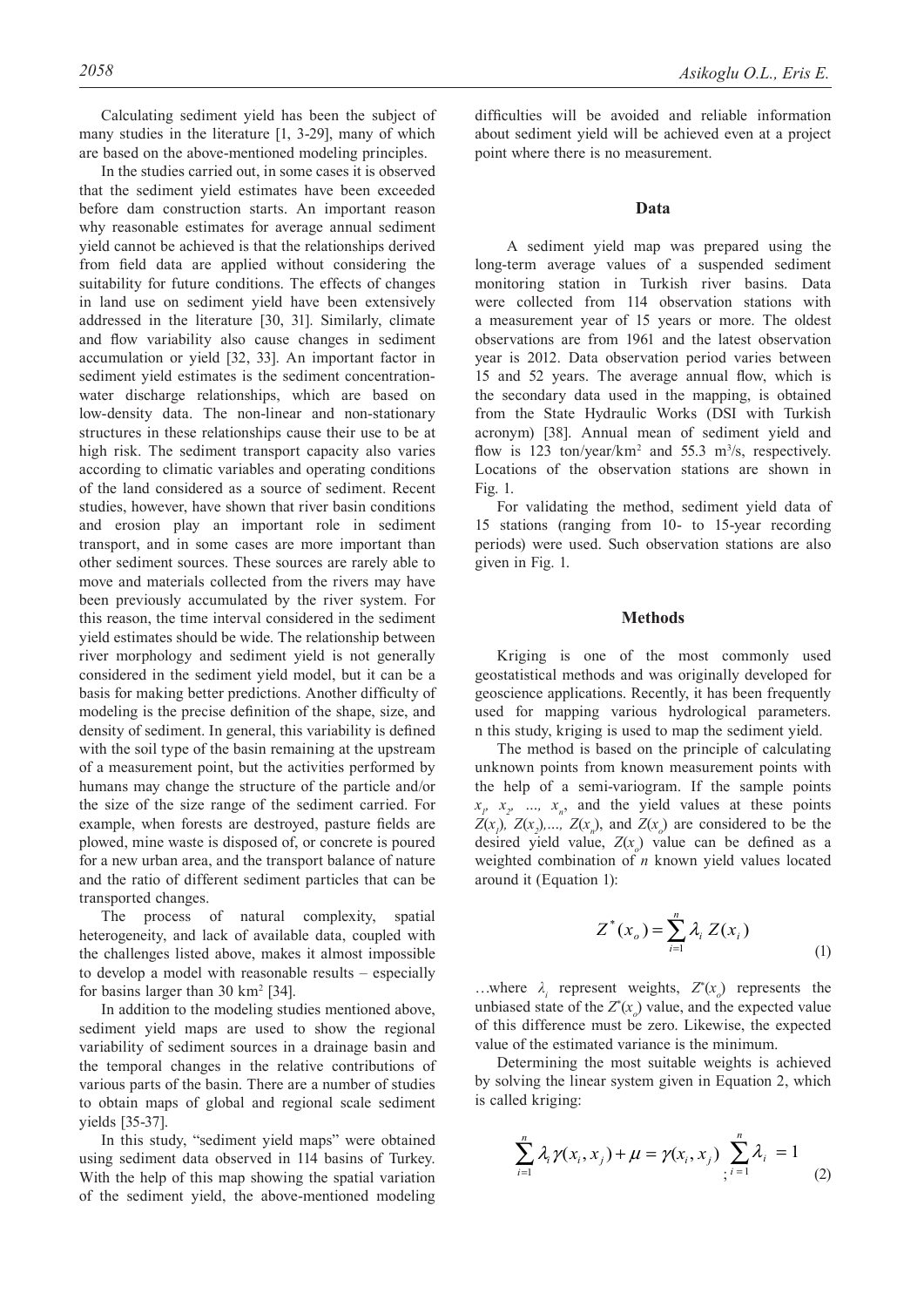Calculating sediment yield has been the subject of many studies in the literature [1, 3-29], many of which are based on the above-mentioned modeling principles.

In the studies carried out, in some cases it is observed that the sediment yield estimates have been exceeded before dam construction starts. An important reason why reasonable estimates for average annual sediment yield cannot be achieved is that the relationships derived from field data are applied without considering the suitability for future conditions. The effects of changes in land use on sediment yield have been extensively addressed in the literature [30, 31]. Similarly, climate and flow variability also cause changes in sediment accumulation or yield [32, 33]. An important factor in sediment yield estimates is the sediment concentration-water discharge relationships, which are based on low-density data. The non-linear and non-stationary structures in these relationships cause their use to be at high risk. The sediment transport capacity also varies according to climatic variables and operating conditions of the land considered as a source of sediment. Recent studies, however, have shown that river basin conditions and erosion play an important role in sediment transport, and in some cases are more important than other sediment sources. These sources are rarely able to move and materials collected from the rivers may have been previously accumulated by the river system. For this reason, the time interval considered in the sediment yield estimates should be wide. The relationship between river morphology and sediment yield is not generally considered in the sediment yield model, but it can be a basis for making better predictions. Another difficulty of modeling is the precise definition of the shape, size, and density of sediment. In general, this variability is defined with the soil type of the basin remaining at the upstream of a measurement point, but the activities performed by humans may change the structure of the particle and/or the size of the size range of the sediment carried. For example, when forests are destroyed, pasture fields are plowed, mine waste is disposed of, or concrete is poured for a new urban area, and the transport balance of nature and the ratio of different sediment particles that can be transported changes.

The process of natural complexity, spatial heterogeneity, and lack of available data, coupled with the challenges listed above, makes it almost impossible to develop a model with reasonable results – especially for basins larger than 30 km² [34].

In addition to the modeling studies mentioned above, sediment yield maps are used to show the regional variability of sediment sources in a drainage basin and the temporal changes in the relative contributions of various parts of the basin. There are a number of studies to obtain maps of global and regional scale sediment yields [35-37].

In this study, "sediment yield maps" were obtained using sediment data observed in 114 basins of Turkey. With the help of this map showing the spatial variation of the sediment yield, the above-mentioned modeling difficulties will be avoided and reliable information about sediment yield will be achieved even at a project point where there is no measurement.

## Data

A sediment yield map was prepared using the long-term average values of a suspended sediment monitoring station in Turkish river basins. Data were collected from 114 observation stations with a measurement year of 15 years or more. The oldest observations are from 1961 and the latest observation year is 2012. Data observation period varies between 15 and 52 years. The average annual flow, which is the secondary data used in the mapping, is obtained from the State Hydraulic Works (DSI with Turkish acronym) [38]. Annual mean of sediment yield and flow is 123 ton/year/km² and 55.3 m³/s, respectively. Locations of the observation stations are shown in Fig. 1.

For validating the method, sediment yield data of 15 stations (ranging from 10- to 15-year recording periods) were used. Such observation stations are also given in Fig. 1.

## Methods

Kriging is one of the most commonly used geostatistical methods and was originally developed for geoscience applications. Recently, it has been frequently used for mapping various hydrological parameters. n this study, kriging is used to map the sediment yield.

The method is based on the principle of calculating unknown points from known measurement points with the help of a semi-variogram. If the sample points $x_1, x_2, \ldots, x_n$, and the yield values at these points $Z(x_1), Z(x_2), \ldots, Z(x_n)$, and $Z(x_o)$ are considered to be the desired yield value, $Z(x_o)$ value can be defined as a weighted combination of $n$ known yield values located around it (Equation 1):

$$Z^*(x_o) = \sum_{i=1}^{n} \lambda_i \, Z(x_i) \tag{1}$$

…where $\lambda_i$ represent weights, $Z^*(x_o)$ represents the unbiased state of the $Z^*(x_o)$ value, and the expected value of this difference must be zero. Likewise, the expected value of the estimated variance is the minimum.

Determining the most suitable weights is achieved by solving the linear system given in Equation 2, which is called kriging:

$$\sum_{i=1}^{n} \lambda_i \gamma(x_i, x_j) + \mu = \gamma(x_i, x_j) \; ; \; \sum_{i=1}^{n} \lambda_i = 1 \tag{2}$$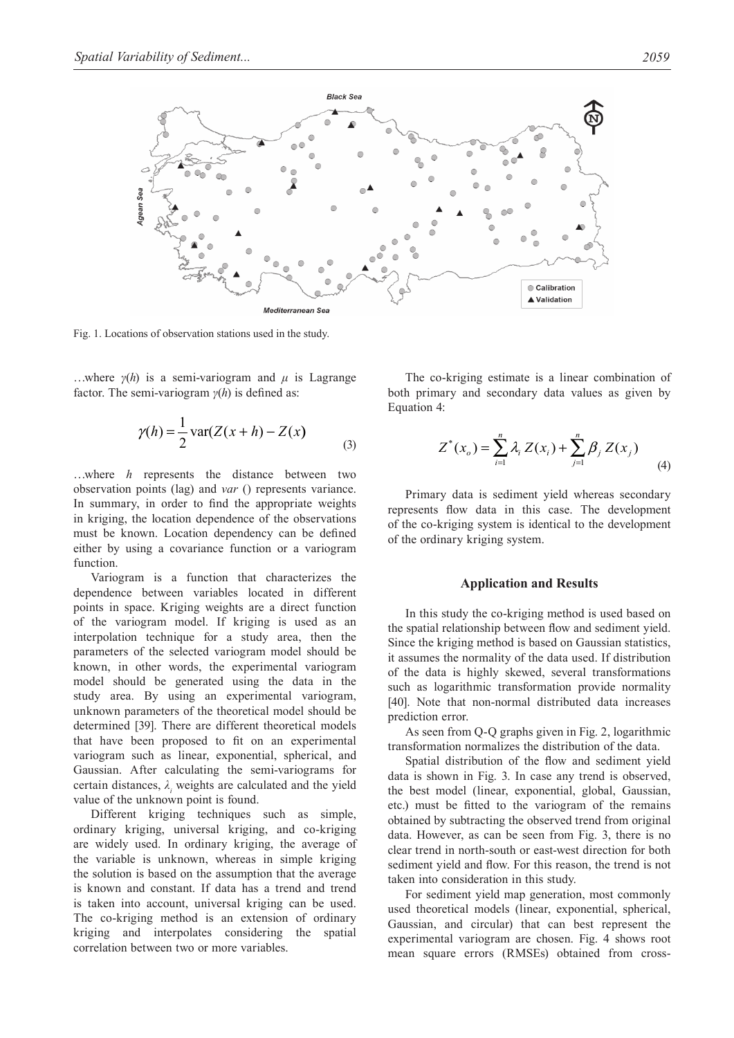Fig. 1. Locations of observation stations used in the study.

…where $\gamma(h)$ is a semi-variogram and $\mu$ is Lagrange factor. The semi-variogram $\gamma(h)$ is defined as:

$$\gamma(h) = \frac{1}{2}\,\mathrm{var}(Z(x+h) - Z(x) \tag{3}$$

…where $h$ represents the distance between two observation points (lag) and *var* () represents variance. In summary, in order to find the appropriate weights in kriging, the location dependence of the observations must be known. Location dependency can be defined either by using a covariance function or a variogram function.

Variogram is a function that characterizes the dependence between variables located in different points in space. Kriging weights are a direct function of the variogram model. If kriging is used as an interpolation technique for a study area, then the parameters of the selected variogram model should be known, in other words, the experimental variogram model should be generated using the data in the study area. By using an experimental variogram, unknown parameters of the theoretical model should be determined [39]. There are different theoretical models that have been proposed to fit on an experimental variogram such as linear, exponential, spherical, and Gaussian. After calculating the semi-variograms for certain distances, $\lambda_i$ weights are calculated and the yield value of the unknown point is found.

Different kriging techniques such as simple, ordinary kriging, universal kriging, and co-kriging are widely used. In ordinary kriging, the average of the variable is unknown, whereas in simple kriging the solution is based on the assumption that the average is known and constant. If data has a trend and trend is taken into account, universal kriging can be used. The co-kriging method is an extension of ordinary kriging and interpolates considering the spatial correlation between two or more variables.

The co-kriging estimate is a linear combination of both primary and secondary data values as given by Equation 4:

$$Z^*(x_o) = \sum_{i=1}^{n} \lambda_i \, Z(x_i) + \sum_{j=1}^{n} \beta_j \, Z(x_j) \tag{4}$$

Primary data is sediment yield whereas secondary represents flow data in this case. The development of the co-kriging system is identical to the development of the ordinary kriging system.

## Application and Results

In this study the co-kriging method is used based on the spatial relationship between flow and sediment yield. Since the kriging method is based on Gaussian statistics, it assumes the normality of the data used. If distribution of the data is highly skewed, several transformations such as logarithmic transformation provide normality [40]. Note that non-normal distributed data increases prediction error.

As seen from Q-Q graphs given in Fig. 2, logarithmic transformation normalizes the distribution of the data.

Spatial distribution of the flow and sediment yield data is shown in Fig. 3. In case any trend is observed, the best model (linear, exponential, global, Gaussian, etc.) must be fitted to the variogram of the remains obtained by subtracting the observed trend from original data. However, as can be seen from Fig. 3, there is no clear trend in north-south or east-west direction for both sediment yield and flow. For this reason, the trend is not taken into consideration in this study.

For sediment yield map generation, most commonly used theoretical models (linear, exponential, spherical, Gaussian, and circular) that can best represent the experimental variogram are chosen. Fig. 4 shows root mean square errors (RMSEs) obtained from cross-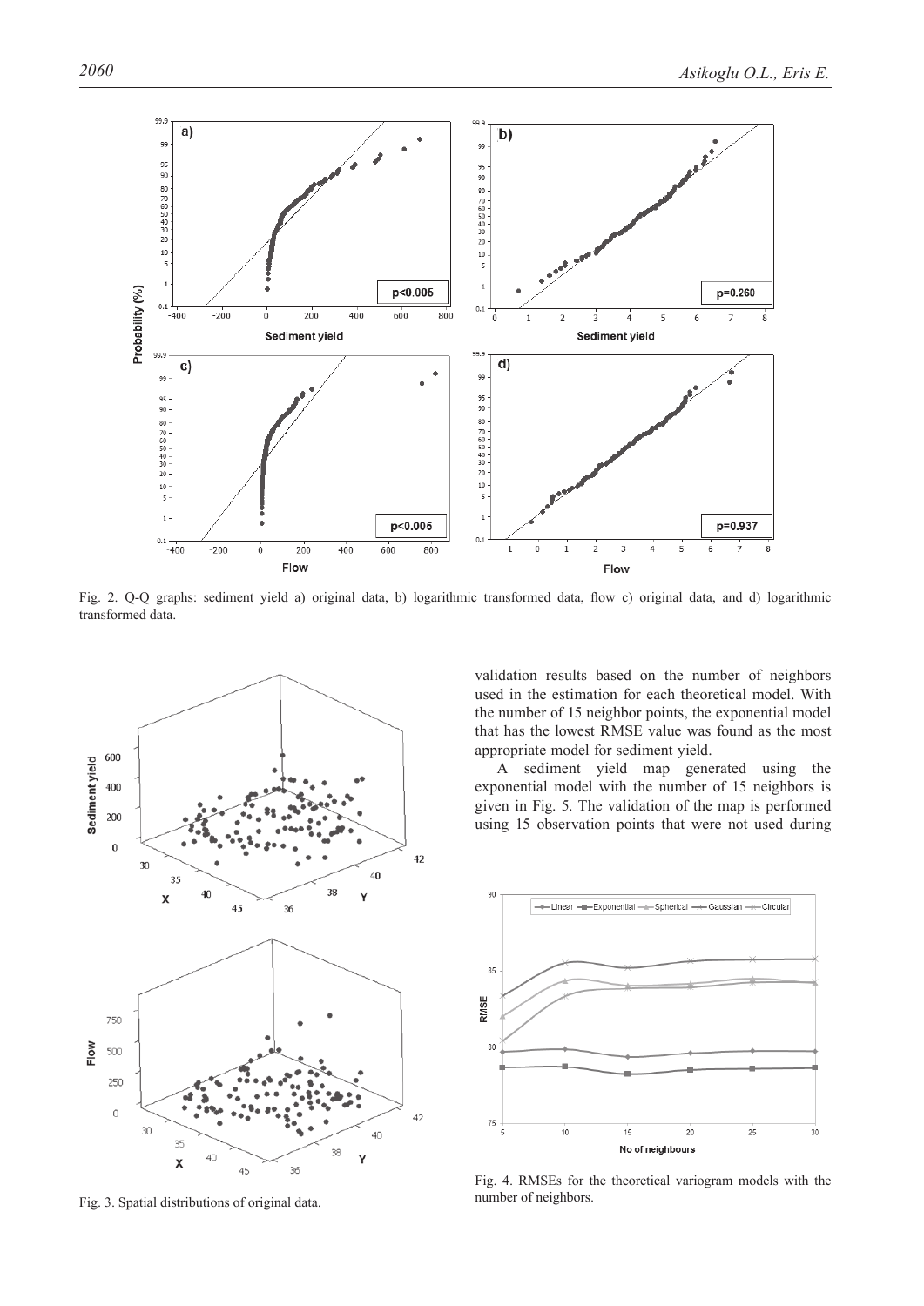Fig. 2. Q-Q graphs: sediment yield a) original data, b) logarithmic transformed data, flow c) original data, and d) logarithmic transformed data.

Fig. 3. Spatial distributions of original data.

validation results based on the number of neighbors used in the estimation for each theoretical model. With the number of 15 neighbor points, the exponential model that has the lowest RMSE value was found as the most appropriate model for sediment yield.

A sediment yield map generated using the exponential model with the number of 15 neighbors is given in Fig. 5. The validation of the map is performed using 15 observation points that were not used during

Fig. 4. RMSEs for the theoretical variogram models with the number of neighbors.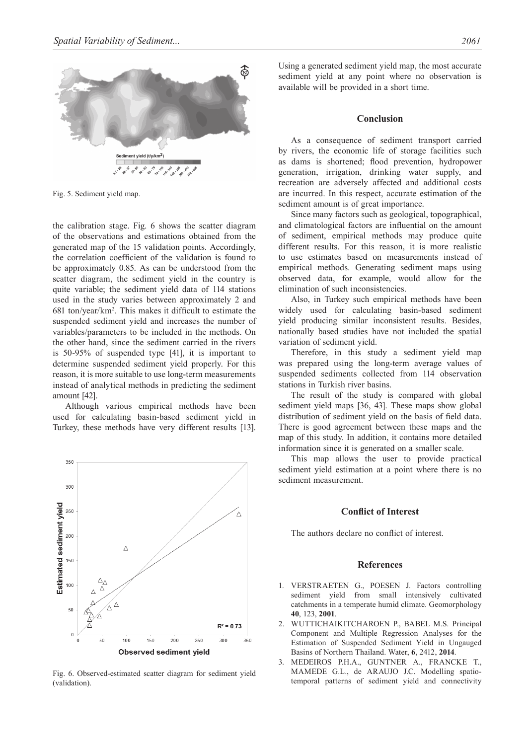Fig. 5. Sediment yield map.

the calibration stage. Fig. 6 shows the scatter diagram of the observations and estimations obtained from the generated map of the 15 validation points. Accordingly, the correlation coefficient of the validation is found to be approximately 0.85. As can be understood from the scatter diagram, the sediment yield in the country is quite variable; the sediment yield data of 114 stations used in the study varies between approximately 2 and 681 ton/year/km$^2$. This makes it difficult to estimate the suspended sediment yield and increases the number of variables/parameters to be included in the methods. On the other hand, since the sediment carried in the rivers is 50-95% of suspended type [41], it is important to determine suspended sediment yield properly. For this reason, it is more suitable to use long-term measurements instead of analytical methods in predicting the sediment amount [42].

Although various empirical methods have been used for calculating basin-based sediment yield in Turkey, these methods have very different results [13].

Fig. 6. Observed-estimated scatter diagram for sediment yield (validation).

Using a generated sediment yield map, the most accurate sediment yield at any point where no observation is available will be provided in a short time.

## Conclusion

As a consequence of sediment transport carried by rivers, the economic life of storage facilities such as dams is shortened; flood prevention, hydropower generation, irrigation, drinking water supply, and recreation are adversely affected and additional costs are incurred. In this respect, accurate estimation of the sediment amount is of great importance.

Since many factors such as geological, topographical, and climatological factors are influential on the amount of sediment, empirical methods may produce quite different results. For this reason, it is more realistic to use estimates based on measurements instead of empirical methods. Generating sediment maps using observed data, for example, would allow for the elimination of such inconsistencies.

Also, in Turkey such empirical methods have been widely used for calculating basin-based sediment yield producing similar inconsistent results. Besides, nationally based studies have not included the spatial variation of sediment yield.

Therefore, in this study a sediment yield map was prepared using the long-term average values of suspended sediments collected from 114 observation stations in Turkish river basins.

The result of the study is compared with global sediment yield maps [36, 43]. These maps show global distribution of sediment yield on the basis of field data. There is good agreement between these maps and the map of this study. In addition, it contains more detailed information since it is generated on a smaller scale.

This map allows the user to provide practical sediment yield estimation at a point where there is no sediment measurement.

## Conflict of Interest

The authors declare no conflict of interest.

## References

1. VERSTRAETEN G., POESEN J. Factors controlling sediment yield from small intensively cultivated catchments in a temperate humid climate. Geomorphology **40**, 123, **2001**.
2. WUTTICHAIKITCHAROEN P., BABEL M.S. Principal Component and Multiple Regression Analyses for the Estimation of Suspended Sediment Yield in Ungauged Basins of Northern Thailand. Water, **6**, 2412, **2014**.
3. MEDEIROS P.H.A., GUNTNER A., FRANCKE T., MAMEDE G.L., de ARAUJO J.C. Modelling spatio-temporal patterns of sediment yield and connectivity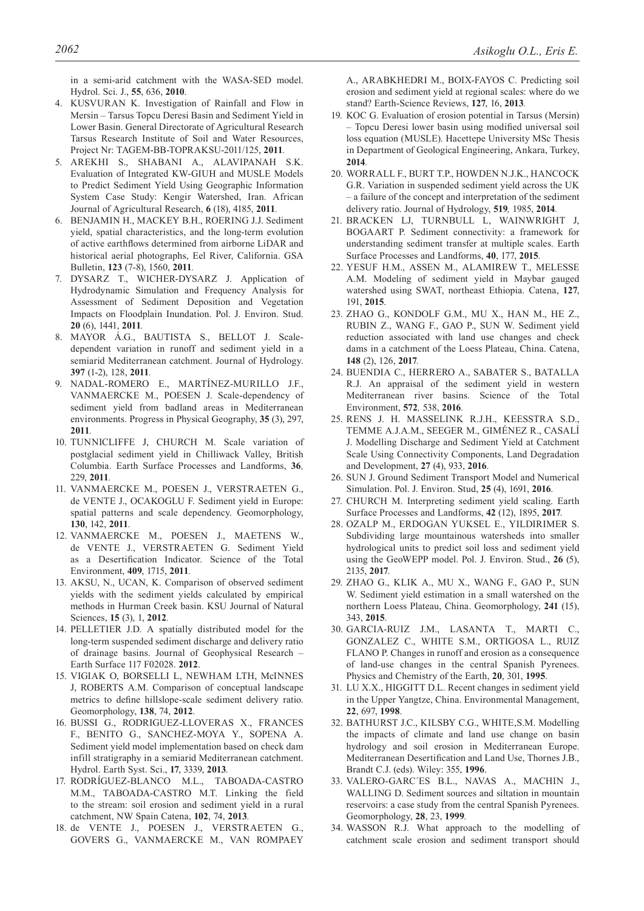in a semi-arid catchment with the WASA-SED model. Hydrol. Sci. J., **55**, 636, **2010**.

4. KUSVURAN K. Investigation of Rainfall and Flow in Mersin – Tarsus Topcu Deresi Basin and Sediment Yield in Lower Basin. General Directorate of Agricultural Research Tarsus Research Institute of Soil and Water Resources, Project Nr: TAGEM-BB-TOPRAKSU-2011/125, **2011**.
5. AREKHI S., SHABANI A., ALAVIPANAH S.K. Evaluation of Integrated KW-GIUH and MUSLE Models to Predict Sediment Yield Using Geographic Information System Case Study: Kengir Watershed, Iran. African Journal of Agricultural Research, **6** (18), 4185, **2011**.
6. BENJAMIN H., MACKEY B.H., ROERING J.J. Sediment yield, spatial characteristics, and the long-term evolution of active earthflows determined from airborne LiDAR and historical aerial photographs, Eel River, California. GSA Bulletin, **123** (7-8), 1560, **2011**.
7. DYSARZ T., WICHER-DYSARZ J. Application of Hydrodynamic Simulation and Frequency Analysis for Assessment of Sediment Deposition and Vegetation Impacts on Floodplain Inundation. Pol. J. Environ. Stud. **20** (6), 1441, **2011**.
8. MAYOR Á.G., BAUTISTA S., BELLOT J. Scale-dependent variation in runoff and sediment yield in a semiarid Mediterranean catchment. Journal of Hydrology. **397** (1-2), 128, **2011**.
9. NADAL-ROMERO E., MARTÍNEZ-MURILLO J.F., VANMAERCKE M., POESEN J. Scale-dependency of sediment yield from badland areas in Mediterranean environments. Progress in Physical Geography, **35** (3), 297, **2011**.
10. TUNNICLIFFE J, CHURCH M. Scale variation of postglacial sediment yield in Chilliwack Valley, British Columbia. Earth Surface Processes and Landforms, **36**, 229, **2011**.
11. VANMAERCKE M., POESEN J., VERSTRAETEN G., de VENTE J., OCAKOGLU F. Sediment yield in Europe: spatial patterns and scale dependency. Geomorphology, **130**, 142, **2011**.
12. VANMAERCKE M., POESEN J., MAETENS W., de VENTE J., VERSTRAETEN G. Sediment Yield as a Desertification Indicator. Science of the Total Environment, **409**, 1715, **2011**.
13. AKSU, N., UCAN, K. Comparison of observed sediment yields with the sediment yields calculated by empirical methods in Hurman Creek basin. KSU Journal of Natural Sciences, **15** (3), 1, **2012**.
14. PELLETIER J.D. A spatially distributed model for the long-term suspended sediment discharge and delivery ratio of drainage basins. Journal of Geophysical Research – Earth Surface 117 F02028. **2012**.
15. VIGIAK O, BORSELLI L, NEWHAM LTH, McINNES J, ROBERTS A.M. Comparison of conceptual landscape metrics to define hillslope-scale sediment delivery ratio. Geomorphology, **138**, 74, **2012**.
16. BUSSI G., RODRIGUEZ-LLOVERAS X., FRANCES F., BENITO G., SANCHEZ-MOYA Y., SOPENA A. Sediment yield model implementation based on check dam infill stratigraphy in a semiarid Mediterranean catchment. Hydrol. Earth Syst. Sci., **17**, 3339, **2013**.
17. RODRÍGUEZ-BLANCO M.L., TABOADA-CASTRO M.M., TABOADA-CASTRO M.T. Linking the field to the stream: soil erosion and sediment yield in a rural catchment, NW Spain Catena, **102**, 74, **2013**.
18. de VENTE J., POESEN J., VERSTRAETEN G., GOVERS G., VANMAERCKE M., VAN ROMPAEY A., ARABKHEDRI M., BOIX-FAYOS C. Predicting soil erosion and sediment yield at regional scales: where do we stand? Earth-Science Reviews, **127**, 16, **2013**.
19. KOC G. Evaluation of erosion potential in Tarsus (Mersin) – Topcu Deresi lower basin using modified universal soil loss equation (MUSLE). Hacettepe University MSc Thesis in Department of Geological Engineering, Ankara, Turkey, **2014**.
20. WORRALL F., BURT T.P., HOWDEN N.J.K., HANCOCK G.R. Variation in suspended sediment yield across the UK – a failure of the concept and interpretation of the sediment delivery ratio. Journal of Hydrology, **519**, 1985, **2014**.
21. BRACKEN LJ, TURNBULL L, WAINWRIGHT J, BOGAART P. Sediment connectivity: a framework for understanding sediment transfer at multiple scales. Earth Surface Processes and Landforms, **40**, 177, **2015**.
22. YESUF H.M., ASSEN M., ALAMIREW T., MELESSE A.M. Modeling of sediment yield in Maybar gauged watershed using SWAT, northeast Ethiopia. Catena, **127**, 191, **2015**.
23. ZHAO G., KONDOLF G.M., MU X., HAN M., HE Z., RUBIN Z., WANG F., GAO P., SUN W. Sediment yield reduction associated with land use changes and check dams in a catchment of the Loess Plateau, China. Catena, **148** (2), 126, **2017**.
24. BUENDIA C., HERRERO A., SABATER S., BATALLA R.J. An appraisal of the sediment yield in western Mediterranean river basins. Science of the Total Environment, **572**, 538, **2016**.
25. RENS J. H. MASSELINK R.J.H., KEESSTRA S.D., TEMME A.J.A.M., SEEGER M., GIMÉNEZ R., CASALÍ J. Modelling Discharge and Sediment Yield at Catchment Scale Using Connectivity Components, Land Degradation and Development, **27** (4), 933, **2016**.
26. SUN J. Ground Sediment Transport Model and Numerical Simulation. Pol. J. Environ. Stud, **25** (4), 1691, **2016**.
27. CHURCH M. Interpreting sediment yield scaling. Earth Surface Processes and Landforms, **42** (12), 1895, **2017**.
28. OZALP M., ERDOGAN YUKSEL E., YILDIRIMER S. Subdividing large mountainous watersheds into smaller hydrological units to predict soil loss and sediment yield using the GeoWEPP model. Pol. J. Environ. Stud., **26** (5), 2135, **2017**.
29. ZHAO G., KLIK A., MU X., WANG F., GAO P., SUN W. Sediment yield estimation in a small watershed on the northern Loess Plateau, China. Geomorphology, **241** (15), 343, **2015**.
30. GARCIA-RUIZ J.M., LASANTA T., MARTI C., GONZALEZ C., WHITE S.M., ORTIGOSA L., RUIZ FLANO P. Changes in runoff and erosion as a consequence of land-use changes in the central Spanish Pyrenees. Physics and Chemistry of the Earth, **20**, 301, **1995**.
31. LU X.X., HIGGITT D.L. Recent changes in sediment yield in the Upper Yangtze, China. Environmental Management, **22**, 697, **1998**.
32. BATHURST J.C., KILSBY C.G., WHITE,S.M. Modelling the impacts of climate and land use change on basin hydrology and soil erosion in Mediterranean Europe. Mediterranean Desertification and Land Use, Thornes J.B., Brandt C.J. (eds). Wiley: 355, **1996**.
33. VALERO-GARC´ES B.L., NAVAS A., MACHIN J., WALLING D. Sediment sources and siltation in mountain reservoirs: a case study from the central Spanish Pyrenees. Geomorphology, **28**, 23, **1999**.
34. WASSON R.J. What approach to the modelling of catchment scale erosion and sediment transport should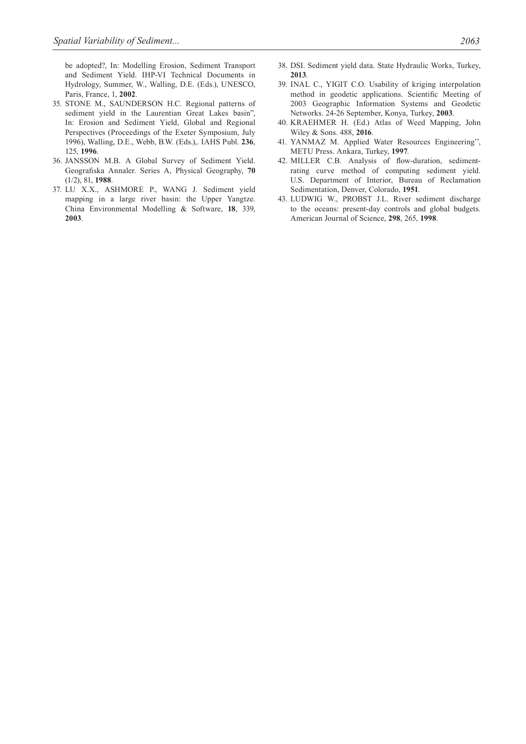be adopted?, In: Modelling Erosion, Sediment Transport and Sediment Yield. IHP-VI Technical Documents in Hydrology, Summer, W., Walling, D.E. (Eds.), UNESCO, Paris, France, 1, **2002**.

35. STONE M., SAUNDERSON H.C. Regional patterns of sediment yield in the Laurentian Great Lakes basin", In: Erosion and Sediment Yield, Global and Regional Perspectives (Proceedings of the Exeter Symposium, July 1996), Walling, D.E., Webb, B.W. (Eds.),. IAHS Publ. **236**, 125, **1996**.
36. JANSSON M.B. A Global Survey of Sediment Yield. Geografiska Annaler. Series A, Physical Geography, **70** (1/2), 81, **1988**.
37. LU X.X., ASHMORE P., WANG J. Sediment yield mapping in a large river basin: the Upper Yangtze. China Environmental Modelling & Software, **18**, 339, **2003**.
38. DSI. Sediment yield data. State Hydraulic Works, Turkey, **2013**.
39. INAL C., YIGIT C.O. Usability of kriging interpolation method in geodetic applications. Scientific Meeting of 2003 Geographic Information Systems and Geodetic Networks. 24-26 September, Konya, Turkey, **2003**.
40. KRAEHMER H. (Ed.) Atlas of Weed Mapping, John Wiley & Sons. 488, **2016**.
41. YANMAZ M. Applied Water Resources Engineering'', METU Press. Ankara, Turkey, **1997**.
42. MILLER C.B. Analysis of flow-duration, sediment-rating curve method of computing sediment yield. U.S. Department of Interior, Bureau of Reclamation Sedimentation, Denver, Colorado, **1951**.
43. LUDWIG W., PROBST J.L. River sediment discharge to the oceans: present-day controls and global budgets. American Journal of Science, **298**, 265, **1998**.